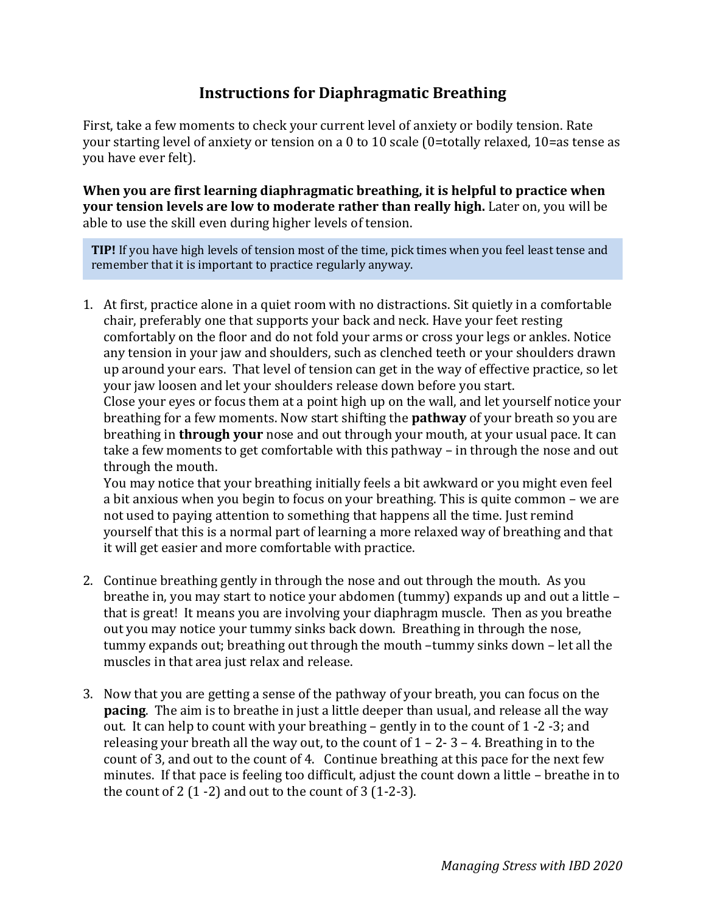# Instructions for Diaphragmatic Breathing

First, take a few moments to check your current level of anxiety or bodily tension. Rate your starting level of anxiety or tension on a 0 to 10 scale (0=totally relaxed, 10=as tense as you have ever felt).

**When you are first learning diaphragmatic breathing, it is helpful to practice when your tension levels are low to moderate rather than really high.** Later on, you will be able to use the skill even during higher levels of tension.

> **TIP!** If you have high levels of tension most of the time, pick times when you feel least tense and remember that it is important to practice regularly anyway.

1. At first, practice alone in a quiet room with no distractions. Sit quietly in a comfortable chair, preferably one that supports your back and neck. Have your feet resting comfortably on the floor and do not fold your arms or cross your legs or ankles. Notice any tension in your jaw and shoulders, such as clenched teeth or your shoulders drawn up around your ears. That level of tension can get in the way of effective practice, so let your jaw loosen and let your shoulders release down before you start.
   Close your eyes or focus them at a point high up on the wall, and let yourself notice your breathing for a few moments. Now start shifting the **pathway** of your breath so you are breathing in **through your** nose and out through your mouth, at your usual pace. It can take a few moments to get comfortable with this pathway – in through the nose and out through the mouth.
   You may notice that your breathing initially feels a bit awkward or you might even feel a bit anxious when you begin to focus on your breathing. This is quite common – we are not used to paying attention to something that happens all the time. Just remind yourself that this is a normal part of learning a more relaxed way of breathing and that it will get easier and more comfortable with practice.

2. Continue breathing gently in through the nose and out through the mouth. As you breathe in, you may start to notice your abdomen (tummy) expands up and out a little – that is great! It means you are involving your diaphragm muscle. Then as you breathe out you may notice your tummy sinks back down. Breathing in through the nose, tummy expands out; breathing out through the mouth –tummy sinks down – let all the muscles in that area just relax and release.

3. Now that you are getting a sense of the pathway of your breath, you can focus on the **pacing**. The aim is to breathe in just a little deeper than usual, and release all the way out. It can help to count with your breathing – gently in to the count of 1 -2 -3; and releasing your breath all the way out, to the count of 1 – 2- 3 – 4. Breathing in to the count of 3, and out to the count of 4. Continue breathing at this pace for the next few minutes. If that pace is feeling too difficult, adjust the count down a little – breathe in to the count of 2 (1 -2) and out to the count of 3 (1-2-3).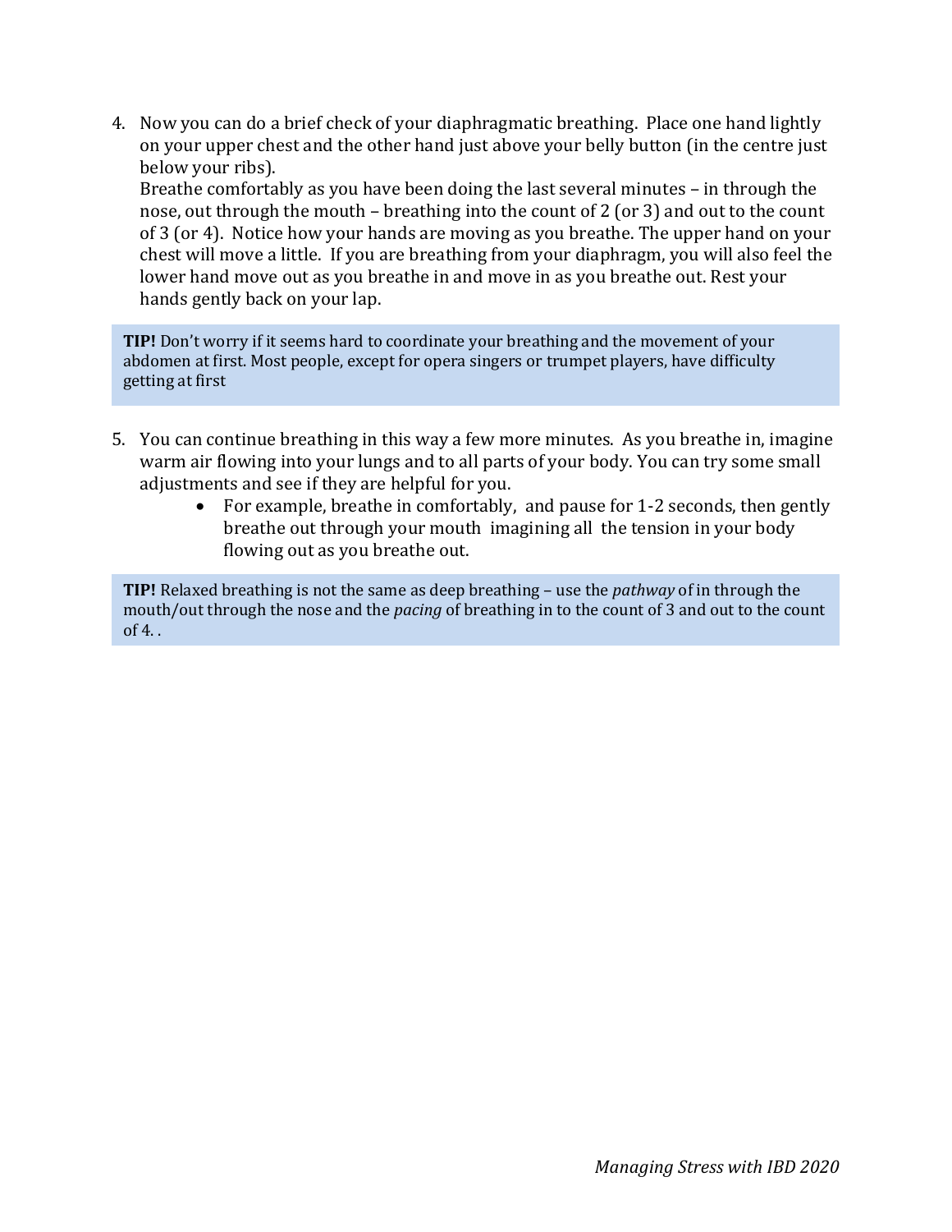4. Now you can do a brief check of your diaphragmatic breathing. Place one hand lightly on your upper chest and the other hand just above your belly button (in the centre just below your ribs).
   Breathe comfortably as you have been doing the last several minutes – in through the nose, out through the mouth – breathing into the count of 2 (or 3) and out to the count of 3 (or 4). Notice how your hands are moving as you breathe. The upper hand on your chest will move a little. If you are breathing from your diaphragm, you will also feel the lower hand move out as you breathe in and move in as you breathe out. Rest your hands gently back on your lap.

> **TIP!** Don't worry if it seems hard to coordinate your breathing and the movement of your abdomen at first. Most people, except for opera singers or trumpet players, have difficulty getting at first

5. You can continue breathing in this way a few more minutes. As you breathe in, imagine warm air flowing into your lungs and to all parts of your body. You can try some small adjustments and see if they are helpful for you.
   - For example, breathe in comfortably, and pause for 1-2 seconds, then gently breathe out through your mouth imagining all the tension in your body flowing out as you breathe out.

> **TIP!** Relaxed breathing is not the same as deep breathing – use the *pathway* of in through the mouth/out through the nose and the *pacing* of breathing in to the count of 3 and out to the count of 4. .